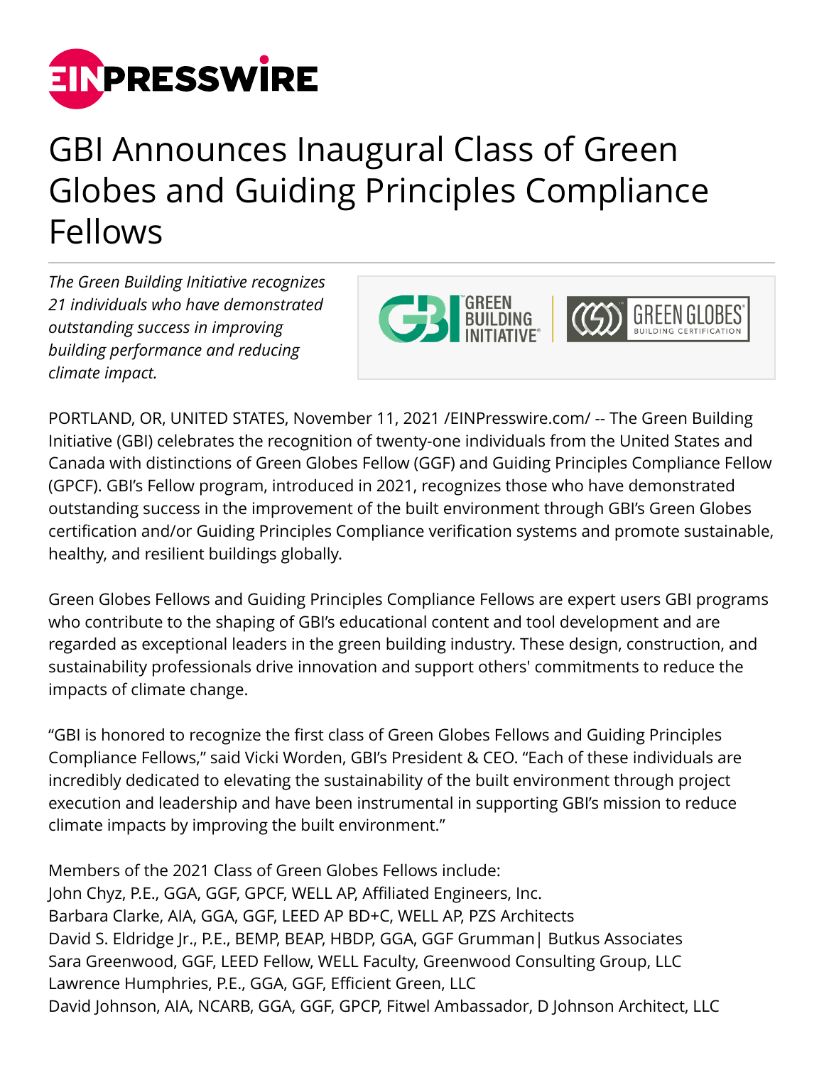# GBI Announces Inaugural Class of Green Globes and Guiding Principles Compliance Fellows

*The Green Building Initiative recognizes 21 individuals who have demonstrated outstanding success in improving building performance and reducing climate impact.*

PORTLAND, OR, UNITED STATES, November 11, 2021 /EINPresswire.com/ -- The Green Building Initiative (GBI) celebrates the recognition of twenty-one individuals from the United States and Canada with distinctions of Green Globes Fellow (GGF) and Guiding Principles Compliance Fellow (GPCF). GBI's Fellow program, introduced in 2021, recognizes those who have demonstrated outstanding success in the improvement of the built environment through GBI's Green Globes certification and/or Guiding Principles Compliance verification systems and promote sustainable, healthy, and resilient buildings globally.

Green Globes Fellows and Guiding Principles Compliance Fellows are expert users GBI programs who contribute to the shaping of GBI's educational content and tool development and are regarded as exceptional leaders in the green building industry. These design, construction, and sustainability professionals drive innovation and support others' commitments to reduce the impacts of climate change.

"GBI is honored to recognize the first class of Green Globes Fellows and Guiding Principles Compliance Fellows," said Vicki Worden, GBI's President & CEO. "Each of these individuals are incredibly dedicated to elevating the sustainability of the built environment through project execution and leadership and have been instrumental in supporting GBI's mission to reduce climate impacts by improving the built environment."

Members of the 2021 Class of Green Globes Fellows include:
John Chyz, P.E., GGA, GGF, GPCF, WELL AP, Affiliated Engineers, Inc.
Barbara Clarke, AIA, GGA, GGF, LEED AP BD+C, WELL AP, PZS Architects
David S. Eldridge Jr., P.E., BEMP, BEAP, HBDP, GGA, GGF Grumman| Butkus Associates
Sara Greenwood, GGF, LEED Fellow, WELL Faculty, Greenwood Consulting Group, LLC
Lawrence Humphries, P.E., GGA, GGF, Efficient Green, LLC
David Johnson, AIA, NCARB, GGA, GGF, GPCP, Fitwel Ambassador, D Johnson Architect, LLC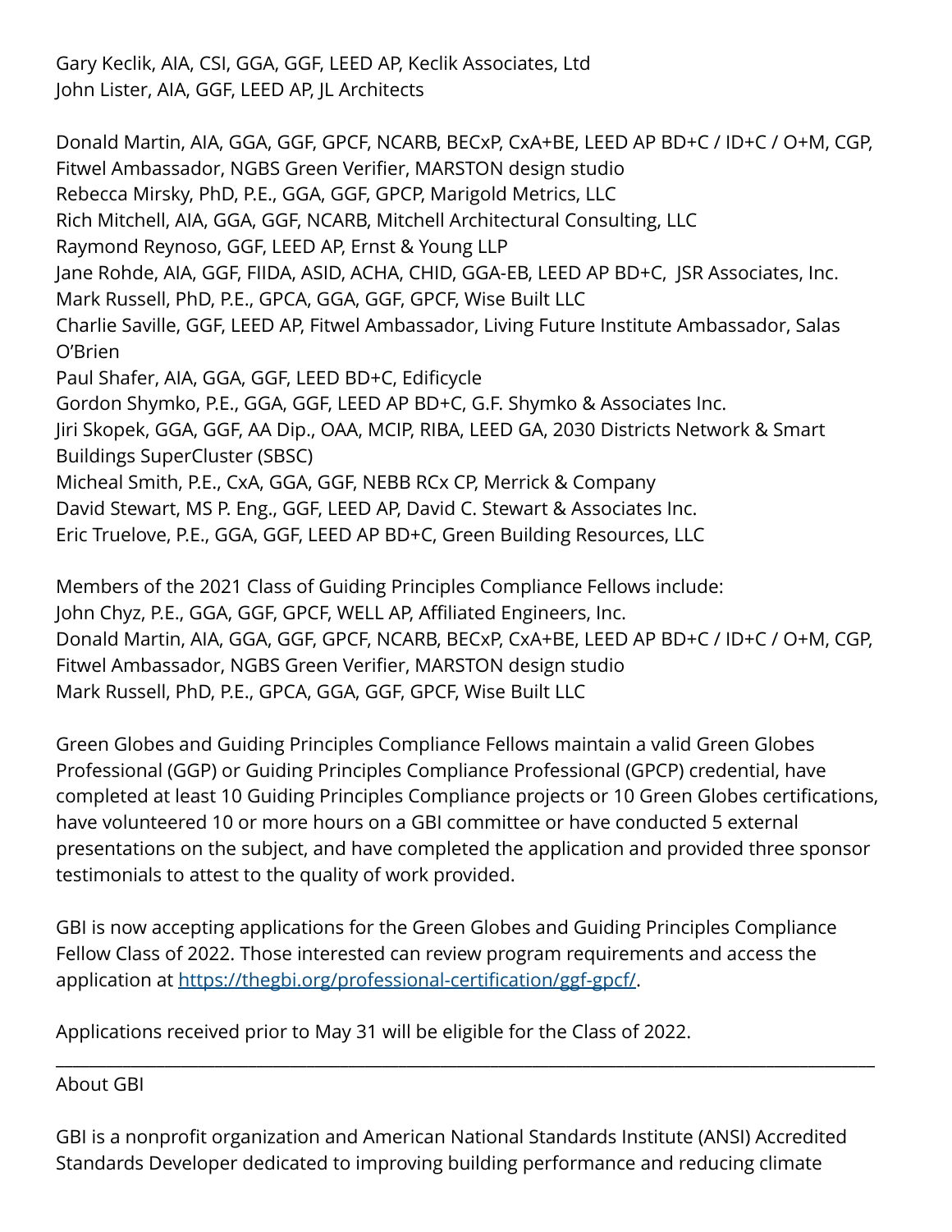Gary Keclik, AIA, CSI, GGA, GGF, LEED AP, Keclik Associates, Ltd
John Lister, AIA, GGF, LEED AP, JL Architects

Donald Martin, AIA, GGA, GGF, GPCF, NCARB, BECxP, CxA+BE, LEED AP BD+C / ID+C / O+M, CGP, Fitwel Ambassador, NGBS Green Verifier, MARSTON design studio
Rebecca Mirsky, PhD, P.E., GGA, GGF, GPCP, Marigold Metrics, LLC
Rich Mitchell, AIA, GGA, GGF, NCARB, Mitchell Architectural Consulting, LLC
Raymond Reynoso, GGF, LEED AP, Ernst & Young LLP
Jane Rohde, AIA, GGF, FIIDA, ASID, ACHA, CHID, GGA-EB, LEED AP BD+C,  JSR Associates, Inc.
Mark Russell, PhD, P.E., GPCA, GGA, GGF, GPCF, Wise Built LLC
Charlie Saville, GGF, LEED AP, Fitwel Ambassador, Living Future Institute Ambassador, Salas O'Brien
Paul Shafer, AIA, GGA, GGF, LEED BD+C, Edificycle
Gordon Shymko, P.E., GGA, GGF, LEED AP BD+C, G.F. Shymko & Associates Inc.
Jiri Skopek, GGA, GGF, AA Dip., OAA, MCIP, RIBA, LEED GA, 2030 Districts Network & Smart Buildings SuperCluster (SBSC)
Micheal Smith, P.E., CxA, GGA, GGF, NEBB RCx CP, Merrick & Company
David Stewart, MS P. Eng., GGF, LEED AP, David C. Stewart & Associates Inc.
Eric Truelove, P.E., GGA, GGF, LEED AP BD+C, Green Building Resources, LLC

Members of the 2021 Class of Guiding Principles Compliance Fellows include:
John Chyz, P.E., GGA, GGF, GPCF, WELL AP, Affiliated Engineers, Inc.
Donald Martin, AIA, GGA, GGF, GPCF, NCARB, BECxP, CxA+BE, LEED AP BD+C / ID+C / O+M, CGP, Fitwel Ambassador, NGBS Green Verifier, MARSTON design studio
Mark Russell, PhD, P.E., GPCA, GGA, GGF, GPCF, Wise Built LLC

Green Globes and Guiding Principles Compliance Fellows maintain a valid Green Globes Professional (GGP) or Guiding Principles Compliance Professional (GPCP) credential, have completed at least 10 Guiding Principles Compliance projects or 10 Green Globes certifications, have volunteered 10 or more hours on a GBI committee or have conducted 5 external presentations on the subject, and have completed the application and provided three sponsor testimonials to attest to the quality of work provided.

GBI is now accepting applications for the Green Globes and Guiding Principles Compliance Fellow Class of 2022. Those interested can review program requirements and access the application at [https://thegbi.org/professional-certification/ggf-gpcf/](https://thegbi.org/professional-certification/ggf-gpcf/).

Applications received prior to May 31 will be eligible for the Class of 2022.

---

About GBI

GBI is a nonprofit organization and American National Standards Institute (ANSI) Accredited Standards Developer dedicated to improving building performance and reducing climate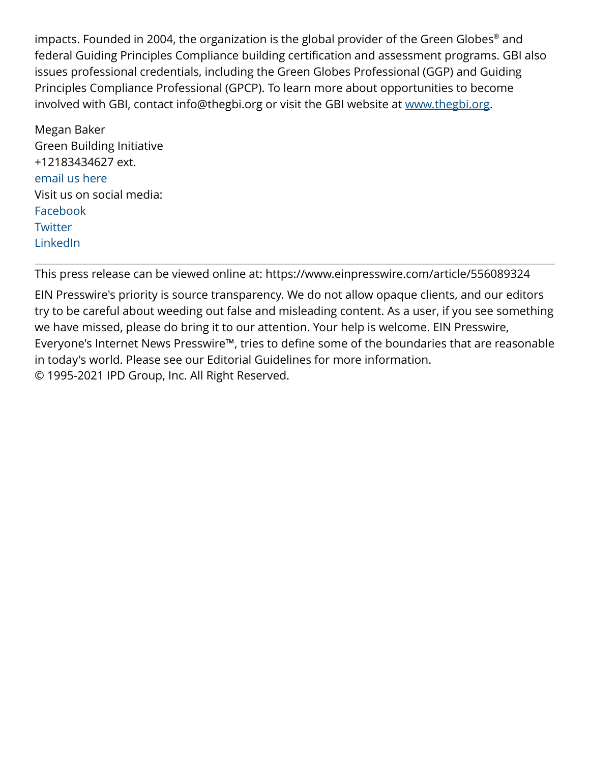impacts. Founded in 2004, the organization is the global provider of the Green Globes® and federal Guiding Principles Compliance building certification and assessment programs. GBI also issues professional credentials, including the Green Globes Professional (GGP) and Guiding Principles Compliance Professional (GPCP). To learn more about opportunities to become involved with GBI, contact info@thegbi.org or visit the GBI website at [www.thegbi.org](http://www.thegbi.org).

Megan Baker
Green Building Initiative
+12183434627 ext.
email us here
Visit us on social media:
Facebook
Twitter
LinkedIn

---

This press release can be viewed online at: https://www.einpresswire.com/article/556089324

EIN Presswire's priority is source transparency. We do not allow opaque clients, and our editors try to be careful about weeding out false and misleading content. As a user, if you see something we have missed, please do bring it to our attention. Your help is welcome. EIN Presswire, Everyone's Internet News Presswire™, tries to define some of the boundaries that are reasonable in today's world. Please see our Editorial Guidelines for more information.
© 1995-2021 IPD Group, Inc. All Right Reserved.